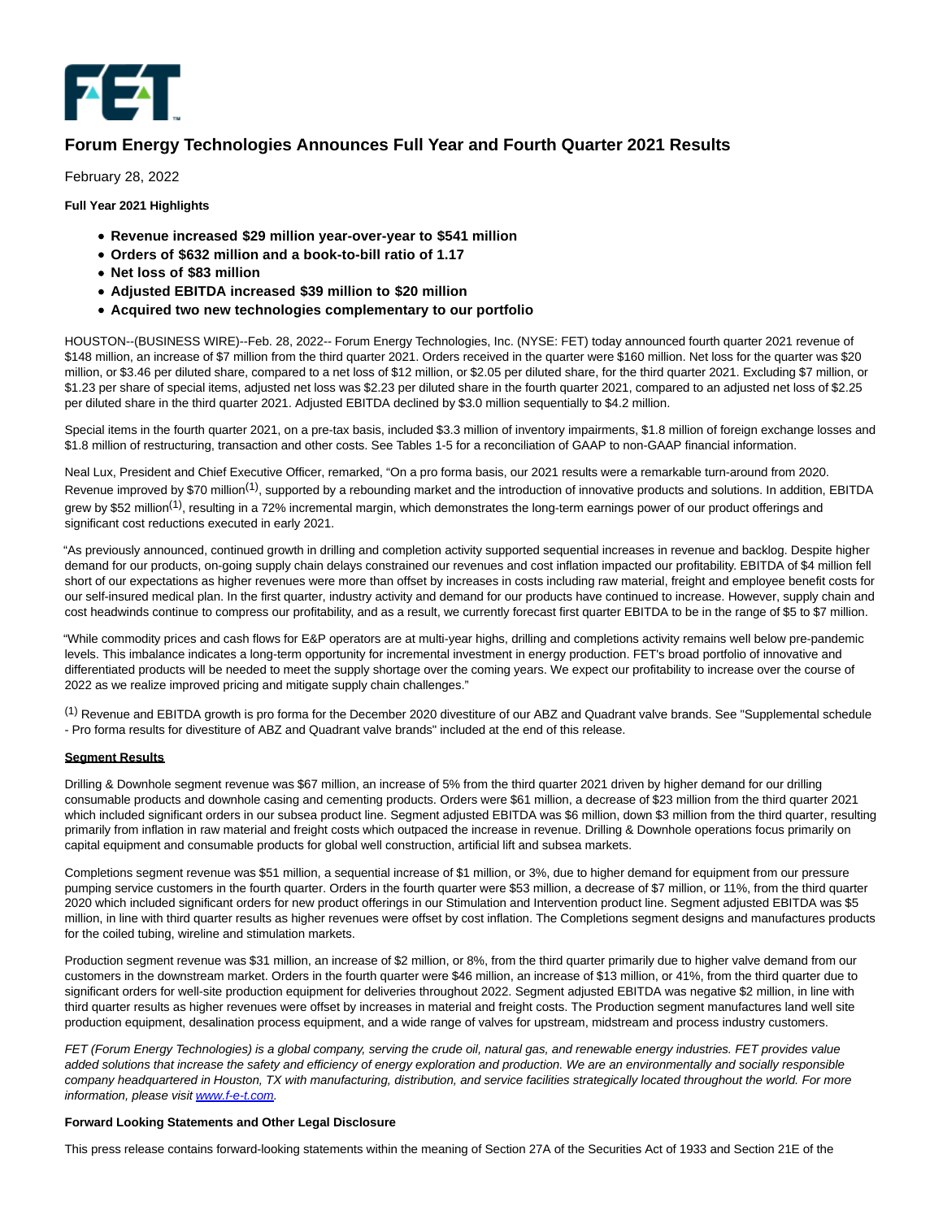# Forum Energy Technologies Announces Full Year and Fourth Quarter 2021 Results

February 28, 2022

**Full Year 2021 Highlights**

- **Revenue increased $29 million year-over-year to $541 million**
- **Orders of $632 million and a book-to-bill ratio of 1.17**
- **Net loss of $83 million**
- **Adjusted EBITDA increased $39 million to $20 million**
- **Acquired two new technologies complementary to our portfolio**

HOUSTON--(BUSINESS WIRE)--Feb. 28, 2022-- Forum Energy Technologies, Inc. (NYSE: FET) today announced fourth quarter 2021 revenue of $148 million, an increase of $7 million from the third quarter 2021. Orders received in the quarter were $160 million. Net loss for the quarter was $20 million, or $3.46 per diluted share, compared to a net loss of $12 million, or $2.05 per diluted share, for the third quarter 2021. Excluding $7 million, or $1.23 per share of special items, adjusted net loss was $2.23 per diluted share in the fourth quarter 2021, compared to an adjusted net loss of $2.25 per diluted share in the third quarter 2021. Adjusted EBITDA declined by $3.0 million sequentially to $4.2 million.

Special items in the fourth quarter 2021, on a pre-tax basis, included $3.3 million of inventory impairments, $1.8 million of foreign exchange losses and $1.8 million of restructuring, transaction and other costs. See Tables 1-5 for a reconciliation of GAAP to non-GAAP financial information.

Neal Lux, President and Chief Executive Officer, remarked, "On a pro forma basis, our 2021 results were a remarkable turn-around from 2020. Revenue improved by $70 million[1], supported by a rebounding market and the introduction of innovative products and solutions. In addition, EBITDA grew by $52 million[1], resulting in a 72% incremental margin, which demonstrates the long-term earnings power of our product offerings and significant cost reductions executed in early 2021.

"As previously announced, continued growth in drilling and completion activity supported sequential increases in revenue and backlog. Despite higher demand for our products, on-going supply chain delays constrained our revenues and cost inflation impacted our profitability. EBITDA of $4 million fell short of our expectations as higher revenues were more than offset by increases in costs including raw material, freight and employee benefit costs for our self-insured medical plan. In the first quarter, industry activity and demand for our products have continued to increase. However, supply chain and cost headwinds continue to compress our profitability, and as a result, we currently forecast first quarter EBITDA to be in the range of $5 to $7 million.

"While commodity prices and cash flows for E&P operators are at multi-year highs, drilling and completions activity remains well below pre-pandemic levels. This imbalance indicates a long-term opportunity for incremental investment in energy production. FET's broad portfolio of innovative and differentiated products will be needed to meet the supply shortage over the coming years. We expect our profitability to increase over the course of 2022 as we realize improved pricing and mitigate supply chain challenges."

[1] Revenue and EBITDA growth is pro forma for the December 2020 divestiture of our ABZ and Quadrant valve brands. See "Supplemental schedule - Pro forma results for divestiture of ABZ and Quadrant valve brands" included at the end of this release.

**Segment Results**

Drilling & Downhole segment revenue was $67 million, an increase of 5% from the third quarter 2021 driven by higher demand for our drilling consumable products and downhole casing and cementing products. Orders were $61 million, a decrease of $23 million from the third quarter 2021 which included significant orders in our subsea product line. Segment adjusted EBITDA was $6 million, down $3 million from the third quarter, resulting primarily from inflation in raw material and freight costs which outpaced the increase in revenue. Drilling & Downhole operations focus primarily on capital equipment and consumable products for global well construction, artificial lift and subsea markets.

Completions segment revenue was $51 million, a sequential increase of $1 million, or 3%, due to higher demand for equipment from our pressure pumping service customers in the fourth quarter. Orders in the fourth quarter were $53 million, a decrease of $7 million, or 11%, from the third quarter 2020 which included significant orders for new product offerings in our Stimulation and Intervention product line. Segment adjusted EBITDA was $5 million, in line with third quarter results as higher revenues were offset by cost inflation. The Completions segment designs and manufactures products for the coiled tubing, wireline and stimulation markets.

Production segment revenue was $31 million, an increase of $2 million, or 8%, from the third quarter primarily due to higher valve demand from our customers in the downstream market. Orders in the fourth quarter were $46 million, an increase of $13 million, or 41%, from the third quarter due to significant orders for well-site production equipment for deliveries throughout 2022. Segment adjusted EBITDA was negative $2 million, in line with third quarter results as higher revenues were offset by increases in material and freight costs. The Production segment manufactures land well site production equipment, desalination process equipment, and a wide range of valves for upstream, midstream and process industry customers.

*FET (Forum Energy Technologies) is a global company, serving the crude oil, natural gas, and renewable energy industries. FET provides value added solutions that increase the safety and efficiency of energy exploration and production. We are an environmentally and socially responsible company headquartered in Houston, TX with manufacturing, distribution, and service facilities strategically located throughout the world. For more information, please visit [www.f-e-t.com](http://www.f-e-t.com).*

**Forward Looking Statements and Other Legal Disclosure**

This press release contains forward-looking statements within the meaning of Section 27A of the Securities Act of 1933 and Section 21E of the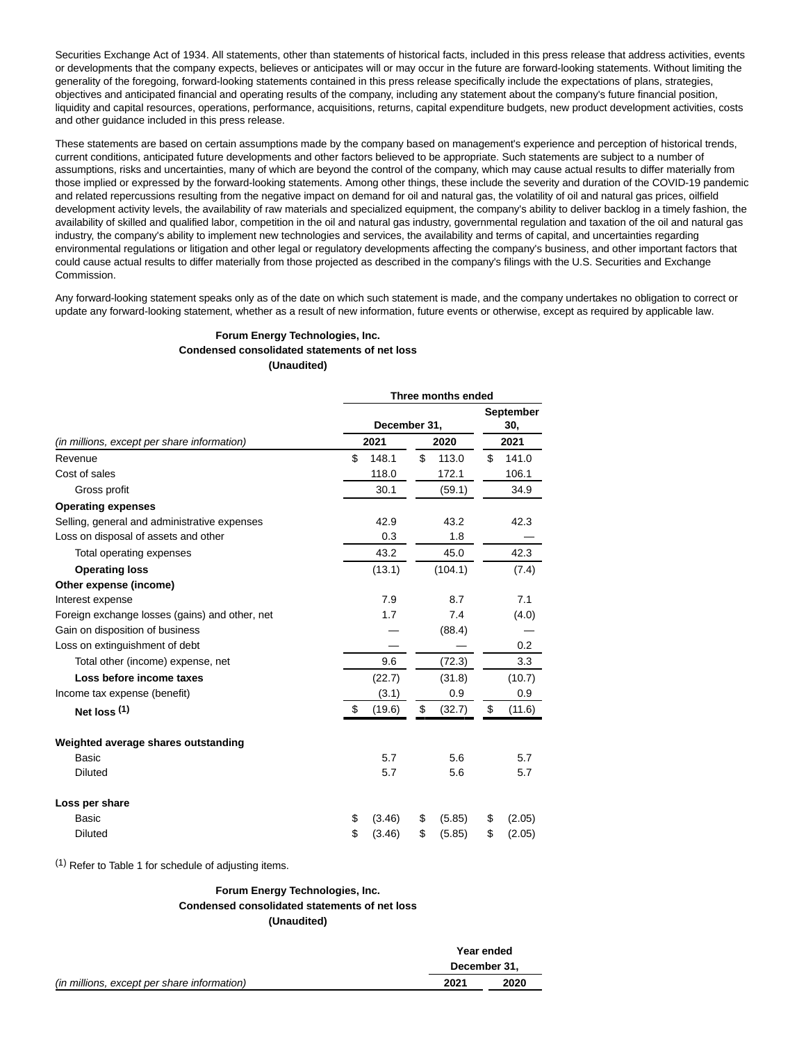Securities Exchange Act of 1934. All statements, other than statements of historical facts, included in this press release that address activities, events or developments that the company expects, believes or anticipates will or may occur in the future are forward-looking statements. Without limiting the generality of the foregoing, forward-looking statements contained in this press release specifically include the expectations of plans, strategies, objectives and anticipated financial and operating results of the company, including any statement about the company's future financial position, liquidity and capital resources, operations, performance, acquisitions, returns, capital expenditure budgets, new product development activities, costs and other guidance included in this press release.

These statements are based on certain assumptions made by the company based on management's experience and perception of historical trends, current conditions, anticipated future developments and other factors believed to be appropriate. Such statements are subject to a number of assumptions, risks and uncertainties, many of which are beyond the control of the company, which may cause actual results to differ materially from those implied or expressed by the forward-looking statements. Among other things, these include the severity and duration of the COVID-19 pandemic and related repercussions resulting from the negative impact on demand for oil and natural gas, the volatility of oil and natural gas prices, oilfield development activity levels, the availability of raw materials and specialized equipment, the company's ability to deliver backlog in a timely fashion, the availability of skilled and qualified labor, competition in the oil and natural gas industry, governmental regulation and taxation of the oil and natural gas industry, the company's ability to implement new technologies and services, the availability and terms of capital, and uncertainties regarding environmental regulations or litigation and other legal or regulatory developments affecting the company's business, and other important factors that could cause actual results to differ materially from those projected as described in the company's filings with the U.S. Securities and Exchange Commission.

Any forward-looking statement speaks only as of the date on which such statement is made, and the company undertakes no obligation to correct or update any forward-looking statement, whether as a result of new information, future events or otherwise, except as required by applicable law.

**Forum Energy Technologies, Inc.**
**Condensed consolidated statements of net loss**
**(Unaudited)**

| | Three months ended | | |
|---|---|---|---|
| | December 31, | | September 30, |
| *(in millions, except per share information)* | 2021 | 2020 | 2021 |
| Revenue | $ 148.1 | $ 113.0 | $ 141.0 |
| Cost of sales | 118.0 | 172.1 | 106.1 |
| Gross profit | 30.1 | (59.1) | 34.9 |
| **Operating expenses** | | | |
| Selling, general and administrative expenses | 42.9 | 43.2 | 42.3 |
| Loss on disposal of assets and other | 0.3 | 1.8 | — |
| Total operating expenses | 43.2 | 45.0 | 42.3 |
| **Operating loss** | (13.1) | (104.1) | (7.4) |
| **Other expense (income)** | | | |
| Interest expense | 7.9 | 8.7 | 7.1 |
| Foreign exchange losses (gains) and other, net | 1.7 | 7.4 | (4.0) |
| Gain on disposition of business | — | (88.4) | — |
| Loss on extinguishment of debt | — | — | 0.2 |
| Total other (income) expense, net | 9.6 | (72.3) | 3.3 |
| **Loss before income taxes** | (22.7) | (31.8) | (10.7) |
| Income tax expense (benefit) | (3.1) | 0.9 | 0.9 |
| **Net loss [1]** | $ (19.6) | $ (32.7) | $ (11.6) |
| | | | |
| **Weighted average shares outstanding** | | | |
| Basic | 5.7 | 5.6 | 5.7 |
| Diluted | 5.7 | 5.6 | 5.7 |
| | | | |
| **Loss per share** | | | |
| Basic | $ (3.46) | $ (5.85) | $ (2.05) |
| Diluted | $ (3.46) | $ (5.85) | $ (2.05) |

[1] Refer to Table 1 for schedule of adjusting items.

**Forum Energy Technologies, Inc.**
**Condensed consolidated statements of net loss**
**(Unaudited)**

| | Year ended December 31, | |
|---|---|---|
| *(in millions, except per share information)* | 2021 | 2020 |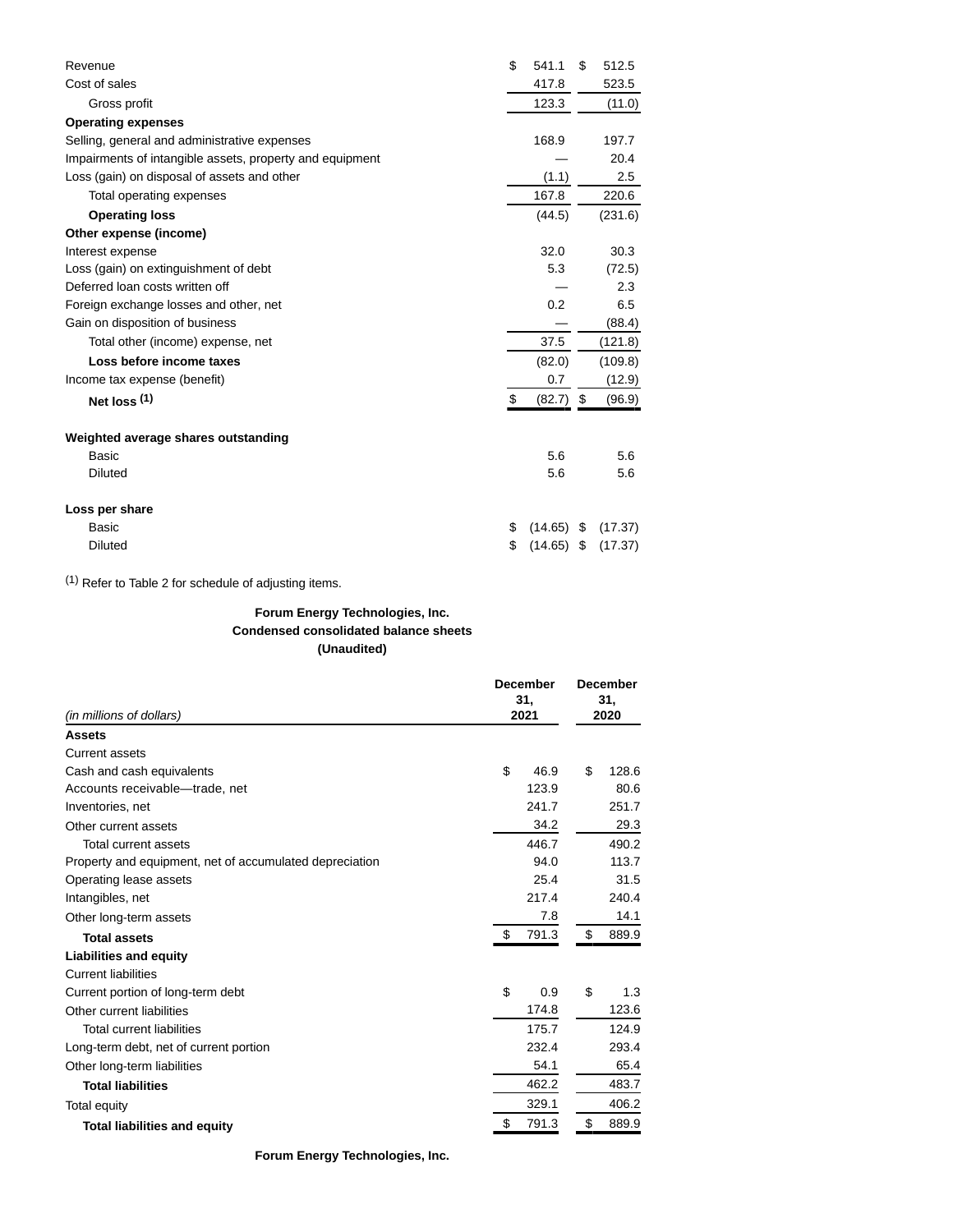| | | |
|---|---|---|
| Revenue | $ 541.1 | $ 512.5 |
| Cost of sales | 417.8 | 523.5 |
| Gross profit | 123.3 | (11.0) |
| **Operating expenses** | | |
| Selling, general and administrative expenses | 168.9 | 197.7 |
| Impairments of intangible assets, property and equipment | — | 20.4 |
| Loss (gain) on disposal of assets and other | (1.1) | 2.5 |
| Total operating expenses | 167.8 | 220.6 |
| **Operating loss** | (44.5) | (231.6) |
| **Other expense (income)** | | |
| Interest expense | 32.0 | 30.3 |
| Loss (gain) on extinguishment of debt | 5.3 | (72.5) |
| Deferred loan costs written off | — | 2.3 |
| Foreign exchange losses and other, net | 0.2 | 6.5 |
| Gain on disposition of business | — | (88.4) |
| Total other (income) expense, net | 37.5 | (121.8) |
| **Loss before income taxes** | (82.0) | (109.8) |
| Income tax expense (benefit) | 0.7 | (12.9) |
| **Net loss** [(1)] | $ (82.7) | $ (96.9) |
| | | |
| **Weighted average shares outstanding** | | |
| Basic | 5.6 | 5.6 |
| Diluted | 5.6 | 5.6 |
| | | |
| **Loss per share** | | |
| Basic | $ (14.65) | $ (17.37) |
| Diluted | $ (14.65) | $ (17.37) |

[(1)] Refer to Table 2 for schedule of adjusting items.

**Forum Energy Technologies, Inc.**
**Condensed consolidated balance sheets**
**(Unaudited)**

| *(in millions of dollars)* | **December 31, 2021** | **December 31, 2020** |
|---|---|---|
| **Assets** | | |
| Current assets | | |
| Cash and cash equivalents | $ 46.9 | $ 128.6 |
| Accounts receivable—trade, net | 123.9 | 80.6 |
| Inventories, net | 241.7 | 251.7 |
| Other current assets | 34.2 | 29.3 |
| Total current assets | 446.7 | 490.2 |
| Property and equipment, net of accumulated depreciation | 94.0 | 113.7 |
| Operating lease assets | 25.4 | 31.5 |
| Intangibles, net | 217.4 | 240.4 |
| Other long-term assets | 7.8 | 14.1 |
| **Total assets** | $ 791.3 | $ 889.9 |
| **Liabilities and equity** | | |
| Current liabilities | | |
| Current portion of long-term debt | $ 0.9 | $ 1.3 |
| Other current liabilities | 174.8 | 123.6 |
| Total current liabilities | 175.7 | 124.9 |
| Long-term debt, net of current portion | 232.4 | 293.4 |
| Other long-term liabilities | 54.1 | 65.4 |
| **Total liabilities** | 462.2 | 483.7 |
| Total equity | 329.1 | 406.2 |
| **Total liabilities and equity** | $ 791.3 | $ 889.9 |

**Forum Energy Technologies, Inc.**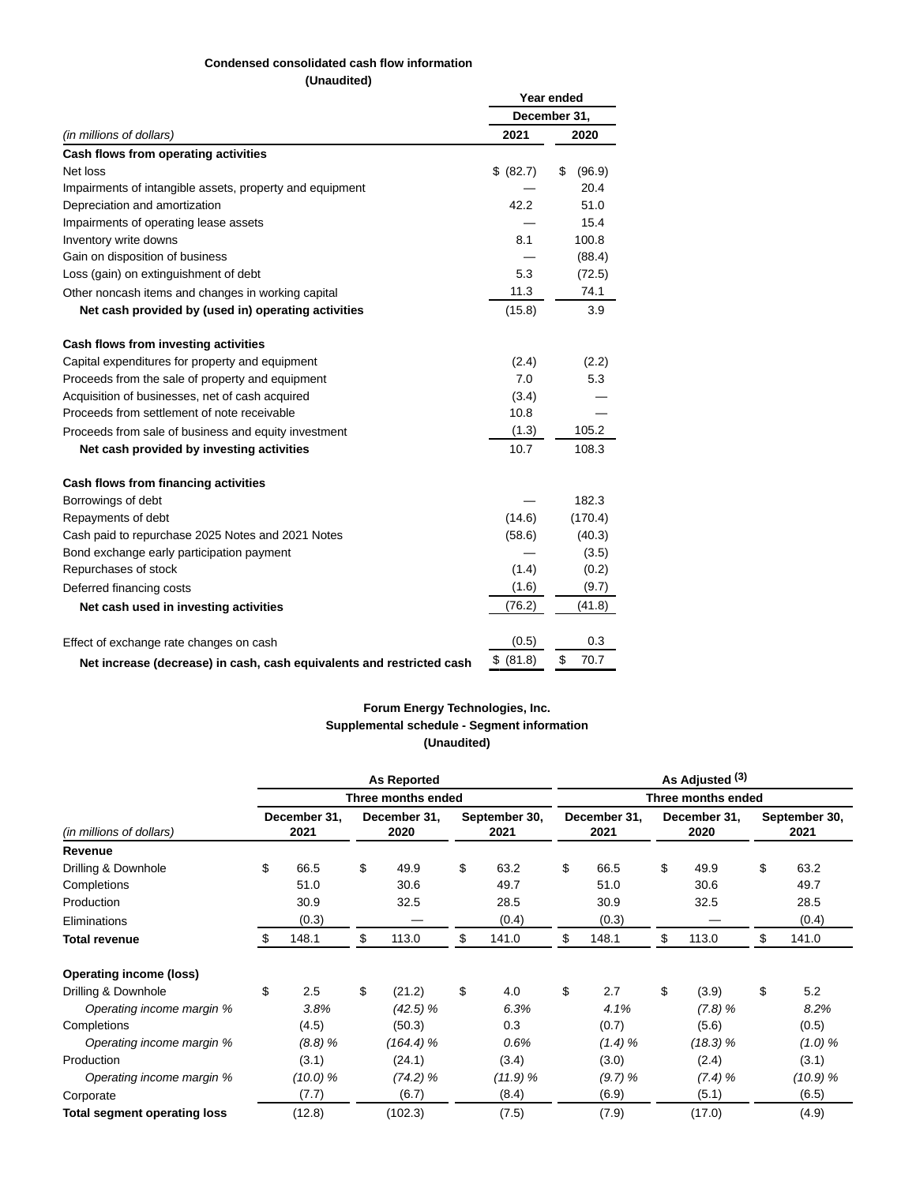**Condensed consolidated cash flow information**
**(Unaudited)**

| (in millions of dollars) | Year ended December 31, 2021 | Year ended December 31, 2020 |
|---|---|---|
| **Cash flows from operating activities** | | |
| Net loss | $ (82.7) | $ (96.9) |
| Impairments of intangible assets, property and equipment | — | 20.4 |
| Depreciation and amortization | 42.2 | 51.0 |
| Impairments of operating lease assets | — | 15.4 |
| Inventory write downs | 8.1 | 100.8 |
| Gain on disposition of business | — | (88.4) |
| Loss (gain) on extinguishment of debt | 5.3 | (72.5) |
| Other noncash items and changes in working capital | 11.3 | 74.1 |
| **Net cash provided by (used in) operating activities** | (15.8) | 3.9 |
| | | |
| **Cash flows from investing activities** | | |
| Capital expenditures for property and equipment | (2.4) | (2.2) |
| Proceeds from the sale of property and equipment | 7.0 | 5.3 |
| Acquisition of businesses, net of cash acquired | (3.4) | — |
| Proceeds from settlement of note receivable | 10.8 | — |
| Proceeds from sale of business and equity investment | (1.3) | 105.2 |
| **Net cash provided by investing activities** | 10.7 | 108.3 |
| | | |
| **Cash flows from financing activities** | | |
| Borrowings of debt | — | 182.3 |
| Repayments of debt | (14.6) | (170.4) |
| Cash paid to repurchase 2025 Notes and 2021 Notes | (58.6) | (40.3) |
| Bond exchange early participation payment | — | (3.5) |
| Repurchases of stock | (1.4) | (0.2) |
| Deferred financing costs | (1.6) | (9.7) |
| **Net cash used in investing activities** | (76.2) | (41.8) |
| | | |
| Effect of exchange rate changes on cash | (0.5) | 0.3 |
| **Net increase (decrease) in cash, cash equivalents and restricted cash** | $ (81.8) | $ 70.7 |

**Forum Energy Technologies, Inc.**
**Supplemental schedule - Segment information**
**(Unaudited)**

| | As Reported | | | As Adjusted [3] | | |
|---|---|---|---|---|---|---|
| | Three months ended | | | Three months ended | | |
| (in millions of dollars) | December 31, 2021 | December 31, 2020 | September 30, 2021 | December 31, 2021 | December 31, 2020 | September 30, 2021 |
| **Revenue** | | | | | | |
| Drilling & Downhole | $ 66.5 | $ 49.9 | $ 63.2 | $ 66.5 | $ 49.9 | $ 63.2 |
| Completions | 51.0 | 30.6 | 49.7 | 51.0 | 30.6 | 49.7 |
| Production | 30.9 | 32.5 | 28.5 | 30.9 | 32.5 | 28.5 |
| Eliminations | (0.3) | — | (0.4) | (0.3) | — | (0.4) |
| **Total revenue** | $ 148.1 | $ 113.0 | $ 141.0 | $ 148.1 | $ 113.0 | $ 141.0 |
| | | | | | | |
| **Operating income (loss)** | | | | | | |
| Drilling & Downhole | $ 2.5 | $ (21.2) | $ 4.0 | $ 2.7 | $ (3.9) | $ 5.2 |
| *Operating income margin %* | *3.8%* | *(42.5) %* | *6.3%* | *4.1%* | *(7.8) %* | *8.2%* |
| Completions | (4.5) | (50.3) | 0.3 | (0.7) | (5.6) | (0.5) |
| *Operating income margin %* | *(8.8) %* | *(164.4) %* | *0.6%* | *(1.4) %* | *(18.3) %* | *(1.0) %* |
| Production | (3.1) | (24.1) | (3.4) | (3.0) | (2.4) | (3.1) |
| *Operating income margin %* | *(10.0) %* | *(74.2) %* | *(11.9) %* | *(9.7) %* | *(7.4) %* | *(10.9) %* |
| Corporate | (7.7) | (6.7) | (8.4) | (6.9) | (5.1) | (6.5) |
| **Total segment operating loss** | (12.8) | (102.3) | (7.5) | (7.9) | (17.0) | (4.9) |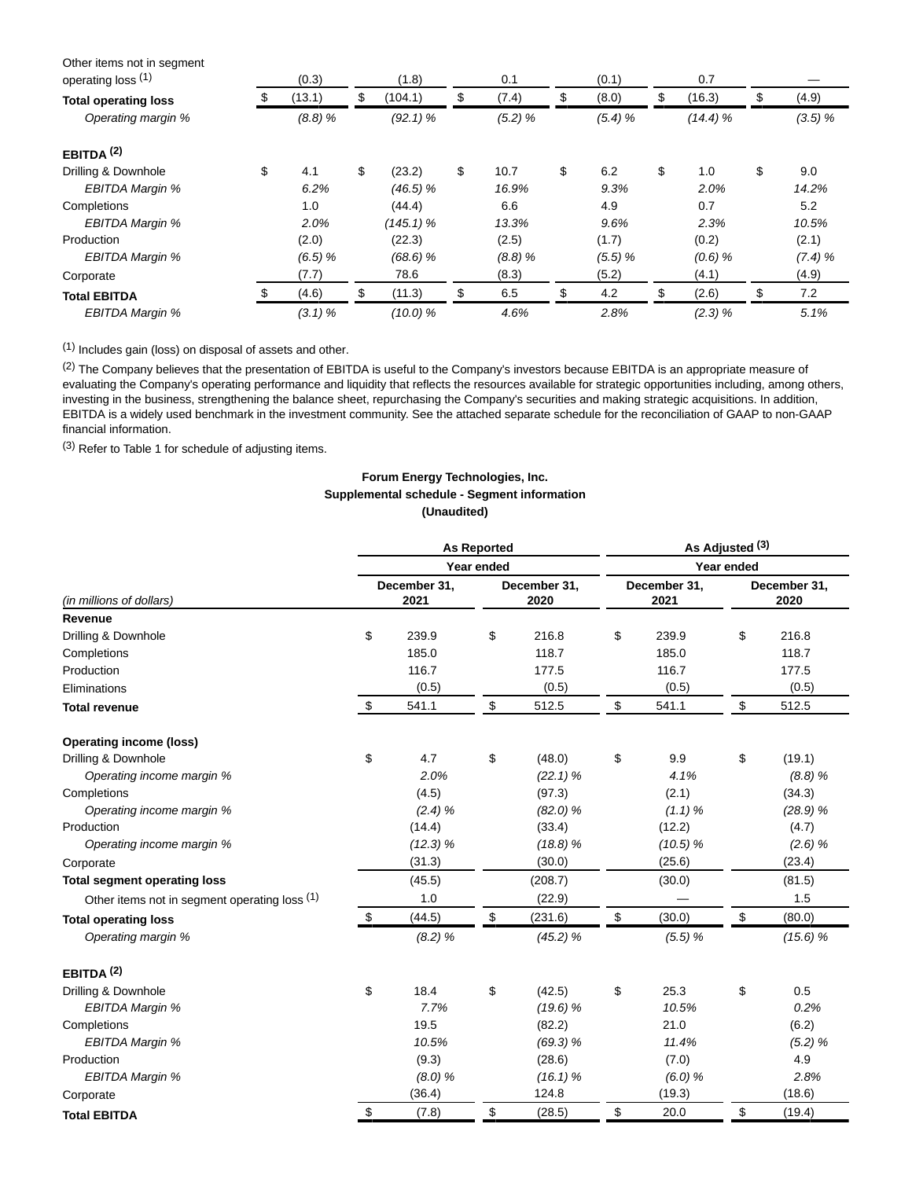| | | | | | | |
|---|---|---|---|---|---|---|
| Other items not in segment operating loss [1] | (0.3) | (1.8) | 0.1 | (0.1) | 0.7 | — |
| **Total operating loss** | $ (13.1) | $ (104.1) | $ (7.4) | $ (8.0) | $ (16.3) | $ (4.9) |
| *Operating margin %* | *(8.8) %* | *(92.1) %* | *(5.2) %* | *(5.4) %* | *(14.4) %* | *(3.5) %* |
| | | | | | | |
| **EBITDA [2]** | | | | | | |
| Drilling & Downhole | $ 4.1 | $ (23.2) | $ 10.7 | $ 6.2 | $ 1.0 | $ 9.0 |
| *EBITDA Margin %* | *6.2%* | *(46.5) %* | *16.9%* | *9.3%* | *2.0%* | *14.2%* |
| Completions | 1.0 | (44.4) | 6.6 | 4.9 | 0.7 | 5.2 |
| *EBITDA Margin %* | *2.0%* | *(145.1) %* | *13.3%* | *9.6%* | *2.3%* | *10.5%* |
| Production | (2.0) | (22.3) | (2.5) | (1.7) | (0.2) | (2.1) |
| *EBITDA Margin %* | *(6.5) %* | *(68.6) %* | *(8.8) %* | *(5.5) %* | *(0.6) %* | *(7.4) %* |
| Corporate | (7.7) | 78.6 | (8.3) | (5.2) | (4.1) | (4.9) |
| **Total EBITDA** | $ (4.6) | $ (11.3) | $ 6.5 | $ 4.2 | $ (2.6) | $ 7.2 |
| *EBITDA Margin %* | *(3.1) %* | *(10.0) %* | *4.6%* | *2.8%* | *(2.3) %* | *5.1%* |

[1] Includes gain (loss) on disposal of assets and other.

[2] The Company believes that the presentation of EBITDA is useful to the Company's investors because EBITDA is an appropriate measure of evaluating the Company's operating performance and liquidity that reflects the resources available for strategic opportunities including, among others, investing in the business, strengthening the balance sheet, repurchasing the Company's securities and making strategic acquisitions. In addition, EBITDA is a widely used benchmark in the investment community. See the attached separate schedule for the reconciliation of GAAP to non-GAAP financial information.

[3] Refer to Table 1 for schedule of adjusting items.

**Forum Energy Technologies, Inc.**
**Supplemental schedule - Segment information**
**(Unaudited)**

| | As Reported | | As Adjusted [3] | |
|---|---|---|---|---|
| | Year ended | | Year ended | |
| *(in millions of dollars)* | December 31, 2021 | December 31, 2020 | December 31, 2021 | December 31, 2020 |
| **Revenue** | | | | |
| Drilling & Downhole | $ 239.9 | $ 216.8 | $ 239.9 | $ 216.8 |
| Completions | 185.0 | 118.7 | 185.0 | 118.7 |
| Production | 116.7 | 177.5 | 116.7 | 177.5 |
| Eliminations | (0.5) | (0.5) | (0.5) | (0.5) |
| **Total revenue** | $ 541.1 | $ 512.5 | $ 541.1 | $ 512.5 |
| | | | | |
| **Operating income (loss)** | | | | |
| Drilling & Downhole | $ 4.7 | $ (48.0) | $ 9.9 | $ (19.1) |
| *Operating income margin %* | *2.0%* | *(22.1) %* | *4.1%* | *(8.8) %* |
| Completions | (4.5) | (97.3) | (2.1) | (34.3) |
| *Operating income margin %* | *(2.4) %* | *(82.0) %* | *(1.1) %* | *(28.9) %* |
| Production | (14.4) | (33.4) | (12.2) | (4.7) |
| *Operating income margin %* | *(12.3) %* | *(18.8) %* | *(10.5) %* | *(2.6) %* |
| Corporate | (31.3) | (30.0) | (25.6) | (23.4) |
| **Total segment operating loss** | (45.5) | (208.7) | (30.0) | (81.5) |
| Other items not in segment operating loss [1] | 1.0 | (22.9) | — | 1.5 |
| **Total operating loss** | $ (44.5) | $ (231.6) | $ (30.0) | $ (80.0) |
| *Operating margin %* | *(8.2) %* | *(45.2) %* | *(5.5) %* | *(15.6) %* |
| | | | | |
| **EBITDA [2]** | | | | |
| Drilling & Downhole | $ 18.4 | $ (42.5) | $ 25.3 | $ 0.5 |
| *EBITDA Margin %* | *7.7%* | *(19.6) %* | *10.5%* | *0.2%* |
| Completions | 19.5 | (82.2) | 21.0 | (6.2) |
| *EBITDA Margin %* | *10.5%* | *(69.3) %* | *11.4%* | *(5.2) %* |
| Production | (9.3) | (28.6) | (7.0) | 4.9 |
| *EBITDA Margin %* | *(8.0) %* | *(16.1) %* | *(6.0) %* | *2.8%* |
| Corporate | (36.4) | 124.8 | (19.3) | (18.6) |
| **Total EBITDA** | $ (7.8) | $ (28.5) | $ 20.0 | $ (19.4) |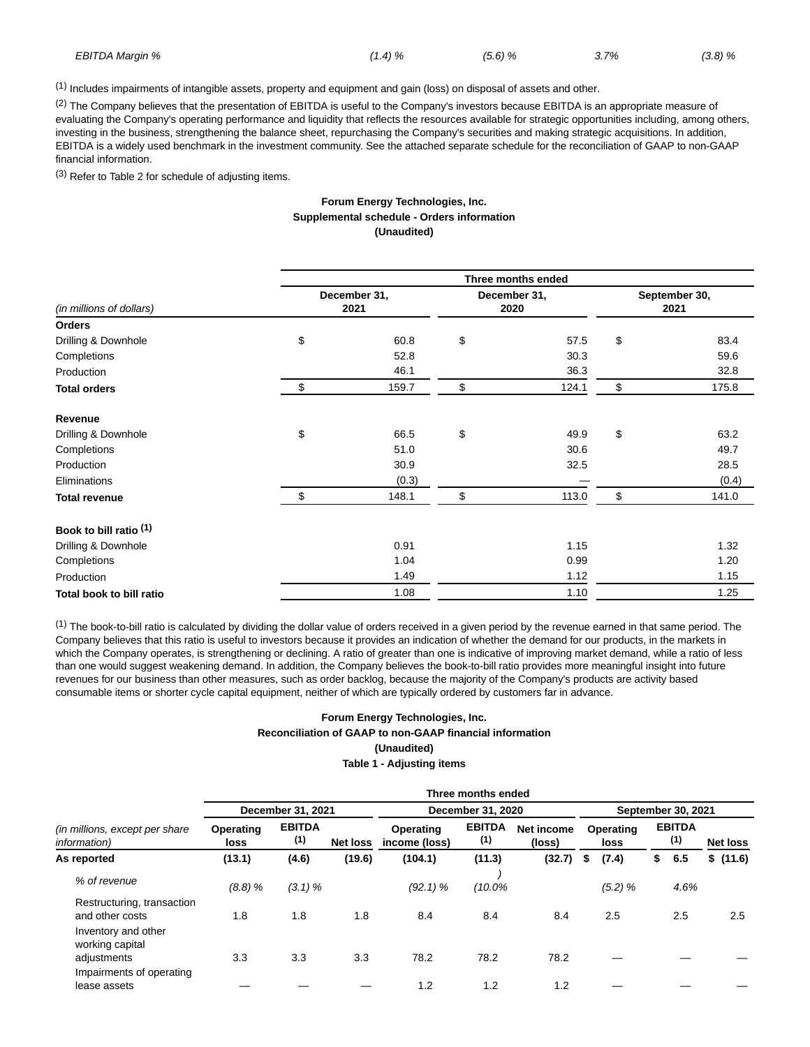| | | | | |
|---|---|---|---|---|
| *EBITDA Margin %* | *(1.4) %* | *(5.6) %* | *3.7%* | *(3.8) %* |

[(1)] Includes impairments of intangible assets, property and equipment and gain (loss) on disposal of assets and other.

[(2)] The Company believes that the presentation of EBITDA is useful to the Company's investors because EBITDA is an appropriate measure of evaluating the Company's operating performance and liquidity that reflects the resources available for strategic opportunities including, among others, investing in the business, strengthening the balance sheet, repurchasing the Company's securities and making strategic acquisitions. In addition, EBITDA is a widely used benchmark in the investment community. See the attached separate schedule for the reconciliation of GAAP to non-GAAP financial information.

[(3)] Refer to Table 2 for schedule of adjusting items.

**Forum Energy Technologies, Inc.**
**Supplemental schedule - Orders information**
**(Unaudited)**

| | Three months ended | | |
|---|---|---|---|
| *(in millions of dollars)* | December 31, 2021 | December 31, 2020 | September 30, 2021 |
| **Orders** | | | |
| Drilling & Downhole | $ 60.8 | $ 57.5 | $ 83.4 |
| Completions | 52.8 | 30.3 | 59.6 |
| Production | 46.1 | 36.3 | 32.8 |
| **Total orders** | $ 159.7 | $ 124.1 | $ 175.8 |
| | | | |
| **Revenue** | | | |
| Drilling & Downhole | $ 66.5 | $ 49.9 | $ 63.2 |
| Completions | 51.0 | 30.6 | 49.7 |
| Production | 30.9 | 32.5 | 28.5 |
| Eliminations | (0.3) | — | (0.4) |
| **Total revenue** | $ 148.1 | $ 113.0 | $ 141.0 |
| | | | |
| **Book to bill ratio [(1)]** | | | |
| Drilling & Downhole | 0.91 | 1.15 | 1.32 |
| Completions | 1.04 | 0.99 | 1.20 |
| Production | 1.49 | 1.12 | 1.15 |
| **Total book to bill ratio** | 1.08 | 1.10 | 1.25 |

[(1)] The book-to-bill ratio is calculated by dividing the dollar value of orders received in a given period by the revenue earned in that same period. The Company believes that this ratio is useful to investors because it provides an indication of whether the demand for our products, in the markets in which the Company operates, is strengthening or declining. A ratio of greater than one is indicative of improving market demand, while a ratio of less than one would suggest weakening demand. In addition, the Company believes the book-to-bill ratio provides more meaningful insight into future revenues for our business than other measures, such as order backlog, because the majority of the Company's products are activity based consumable items or shorter cycle capital equipment, neither of which are typically ordered by customers far in advance.

**Forum Energy Technologies, Inc.**
**Reconciliation of GAAP to non-GAAP financial information**
**(Unaudited)**
**Table 1 - Adjusting items**

| | Three months ended | | | | | | | | |
|---|---|---|---|---|---|---|---|---|---|
| | December 31, 2021 | | | December 31, 2020 | | | September 30, 2021 | | |
| *(in millions, except per share information)* | Operating loss | EBITDA [(1)] | Net loss | Operating income (loss) | EBITDA [(1)] | Net income (loss) | Operating loss | EBITDA [(1)] | Net loss |
| **As reported** | **(13.1)** | **(4.6)** | **(19.6)** | **(104.1)** | **(11.3)** | **(32.7)** | **$ (7.4)** | **$ 6.5** | **$ (11.6)** |
| *% of revenue* | *(8.8) %* | *(3.1) %* | | *(92.1) %* | *(10.0%)* | | *(5.2) %* | *4.6%* | |
| Restructuring, transaction and other costs | 1.8 | 1.8 | 1.8 | 8.4 | 8.4 | 8.4 | 2.5 | 2.5 | 2.5 |
| Inventory and other working capital adjustments | 3.3 | 3.3 | 3.3 | 78.2 | 78.2 | 78.2 | — | — | — |
| Impairments of operating lease assets | — | — | — | 1.2 | 1.2 | 1.2 | — | — | — |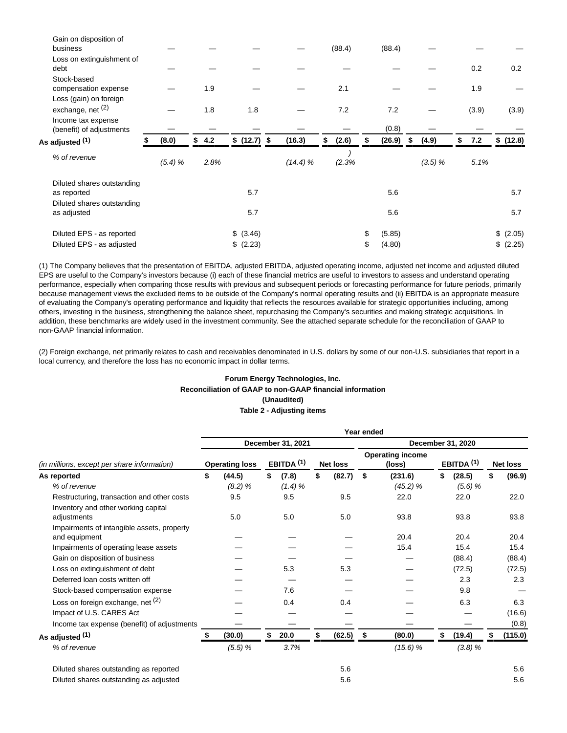| | | | | | | | | | |
|---|---|---|---|---|---|---|---|---|---|
| Gain on disposition of business | — | — | — | — | (88.4) | (88.4) | — | — | — |
| Loss on extinguishment of debt | — | — | — | — | — | — | — | 0.2 | 0.2 |
| Stock-based compensation expense | — | 1.9 | — | — | 2.1 | — | — | 1.9 | — |
| Loss (gain) on foreign exchange, net (2) | — | 1.8 | 1.8 | — | 7.2 | 7.2 | — | (3.9) | (3.9) |
| Income tax expense (benefit) of adjustments | — | — | — | — | — | (0.8) | — | — | — |
| **As adjusted (1)** | $ (8.0) | $ 4.2 | $ (12.7) | $ (16.3) | $ (2.6) | $ (26.9) | $ (4.9) | $ 7.2 | $ (12.8) |
| *% of revenue* | *(5.4) %* | *2.8%* | | *(14.4) %* | *(2.3)%* | | *(3.5) %* | *5.1%* | |
| Diluted shares outstanding as reported | | | 5.7 | | | 5.6 | | | 5.7 |
| Diluted shares outstanding as adjusted | | | 5.7 | | | 5.6 | | | 5.7 |
| Diluted EPS - as reported | | | $ (3.46) | | | $ (5.85) | | | $ (2.05) |
| Diluted EPS - as adjusted | | | $ (2.23) | | | $ (4.80) | | | $ (2.25) |

(1) The Company believes that the presentation of EBITDA, adjusted EBITDA, adjusted operating income, adjusted net income and adjusted diluted EPS are useful to the Company's investors because (i) each of these financial metrics are useful to investors to assess and understand operating performance, especially when comparing those results with previous and subsequent periods or forecasting performance for future periods, primarily because management views the excluded items to be outside of the Company's normal operating results and (ii) EBITDA is an appropriate measure of evaluating the Company's operating performance and liquidity that reflects the resources available for strategic opportunities including, among others, investing in the business, strengthening the balance sheet, repurchasing the Company's securities and making strategic acquisitions. In addition, these benchmarks are widely used in the investment community. See the attached separate schedule for the reconciliation of GAAP to non-GAAP financial information.

(2) Foreign exchange, net primarily relates to cash and receivables denominated in U.S. dollars by some of our non-U.S. subsidiaries that report in a local currency, and therefore the loss has no economic impact in dollar terms.

**Forum Energy Technologies, Inc.**
**Reconciliation of GAAP to non-GAAP financial information**
**(Unaudited)**
**Table 2 - Adjusting items**

| | Year ended | | | | | |
|---|---|---|---|---|---|---|
| | December 31, 2021 | | | December 31, 2020 | | |
| *(in millions, except per share information)* | **Operating loss** | **EBITDA (1)** | **Net loss** | **Operating income (loss)** | **EBITDA (1)** | **Net loss** |
| **As reported** | **$ (44.5)** | **$ (7.8)** | **$ (82.7)** | **$ (231.6)** | **$ (28.5)** | **$ (96.9)** |
| *% of revenue* | *(8.2) %* | *(1.4) %* | | *(45.2) %* | *(5.6) %* | |
| Restructuring, transaction and other costs | 9.5 | 9.5 | 9.5 | 22.0 | 22.0 | 22.0 |
| Inventory and other working capital adjustments | 5.0 | 5.0 | 5.0 | 93.8 | 93.8 | 93.8 |
| Impairments of intangible assets, property and equipment | — | — | — | 20.4 | 20.4 | 20.4 |
| Impairments of operating lease assets | — | — | — | 15.4 | 15.4 | 15.4 |
| Gain on disposition of business | — | — | — | — | (88.4) | (88.4) |
| Loss on extinguishment of debt | — | 5.3 | 5.3 | — | (72.5) | (72.5) |
| Deferred loan costs written off | — | — | — | — | 2.3 | 2.3 |
| Stock-based compensation expense | — | 7.6 | — | — | 9.8 | — |
| Loss on foreign exchange, net (2) | — | 0.4 | 0.4 | — | 6.3 | 6.3 |
| Impact of U.S. CARES Act | — | — | — | — | — | (16.6) |
| Income tax expense (benefit) of adjustments | — | — | — | — | — | (0.8) |
| **As adjusted (1)** | **$ (30.0)** | **$ 20.0** | **$ (62.5)** | **$ (80.0)** | **$ (19.4)** | **$ (115.0)** |
| *% of revenue* | *(5.5) %* | *3.7%* | | *(15.6) %* | *(3.8) %* | |
| Diluted shares outstanding as reported | | | 5.6 | | | 5.6 |
| Diluted shares outstanding as adjusted | | | 5.6 | | | 5.6 |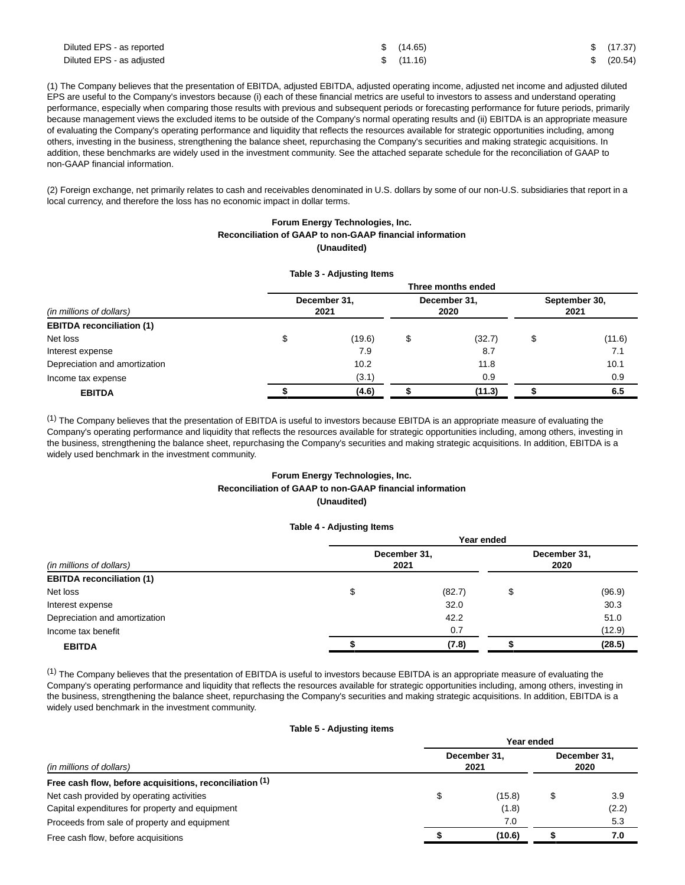| | | |
|---|---|---|
| Diluted EPS - as reported | $ (14.65) | $ (17.37) |
| Diluted EPS - as adjusted | $ (11.16) | $ (20.54) |

(1) The Company believes that the presentation of EBITDA, adjusted EBITDA, adjusted operating income, adjusted net income and adjusted diluted EPS are useful to the Company's investors because (i) each of these financial metrics are useful to investors to assess and understand operating performance, especially when comparing those results with previous and subsequent periods or forecasting performance for future periods, primarily because management views the excluded items to be outside of the Company's normal operating results and (ii) EBITDA is an appropriate measure of evaluating the Company's operating performance and liquidity that reflects the resources available for strategic opportunities including, among others, investing in the business, strengthening the balance sheet, repurchasing the Company's securities and making strategic acquisitions. In addition, these benchmarks are widely used in the investment community. See the attached separate schedule for the reconciliation of GAAP to non-GAAP financial information.

(2) Foreign exchange, net primarily relates to cash and receivables denominated in U.S. dollars by some of our non-U.S. subsidiaries that report in a local currency, and therefore the loss has no economic impact in dollar terms.

**Forum Energy Technologies, Inc.**
**Reconciliation of GAAP to non-GAAP financial information**
**(Unaudited)**

**Table 3 - Adjusting Items**

| | Three months ended | | |
|---|---|---|---|
| *(in millions of dollars)* | **December 31, 2021** | **December 31, 2020** | **September 30, 2021** |
| **EBITDA reconciliation (1)** | | | |
| Net loss | $ (19.6) | $ (32.7) | $ (11.6) |
| Interest expense | 7.9 | 8.7 | 7.1 |
| Depreciation and amortization | 10.2 | 11.8 | 10.1 |
| Income tax expense | (3.1) | 0.9 | 0.9 |
| **EBITDA** | **$ (4.6)** | **$ (11.3)** | **$ 6.5** |

[1] The Company believes that the presentation of EBITDA is useful to investors because EBITDA is an appropriate measure of evaluating the Company's operating performance and liquidity that reflects the resources available for strategic opportunities including, among others, investing in the business, strengthening the balance sheet, repurchasing the Company's securities and making strategic acquisitions. In addition, EBITDA is a widely used benchmark in the investment community.

**Forum Energy Technologies, Inc.**
**Reconciliation of GAAP to non-GAAP financial information**
**(Unaudited)**

**Table 4 - Adjusting Items**

| | Year ended | |
|---|---|---|
| *(in millions of dollars)* | **December 31, 2021** | **December 31, 2020** |
| **EBITDA reconciliation (1)** | | |
| Net loss | $ (82.7) | $ (96.9) |
| Interest expense | 32.0 | 30.3 |
| Depreciation and amortization | 42.2 | 51.0 |
| Income tax benefit | 0.7 | (12.9) |
| **EBITDA** | **$ (7.8)** | **$ (28.5)** |

[1] The Company believes that the presentation of EBITDA is useful to investors because EBITDA is an appropriate measure of evaluating the Company's operating performance and liquidity that reflects the resources available for strategic opportunities including, among others, investing in the business, strengthening the balance sheet, repurchasing the Company's securities and making strategic acquisitions. In addition, EBITDA is a widely used benchmark in the investment community.

**Table 5 - Adjusting items**

| | Year ended | |
|---|---|---|
| *(in millions of dollars)* | **December 31, 2021** | **December 31, 2020** |
| **Free cash flow, before acquisitions, reconciliation [1]** | | |
| Net cash provided by operating activities | $ (15.8) | $ 3.9 |
| Capital expenditures for property and equipment | (1.8) | (2.2) |
| Proceeds from sale of property and equipment | 7.0 | 5.3 |
| Free cash flow, before acquisitions | **$ (10.6)** | **$ 7.0** |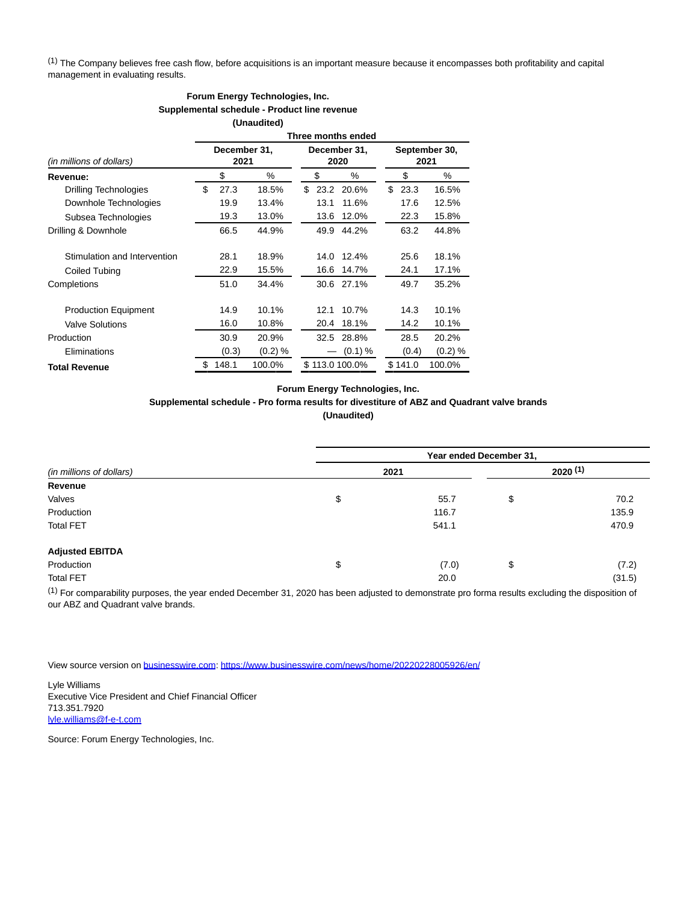(1) The Company believes free cash flow, before acquisitions is an important measure because it encompasses both profitability and capital management in evaluating results.

**Forum Energy Technologies, Inc.**
**Supplemental schedule - Product line revenue**
**(Unaudited)**

| | Three months ended | | | | | |
|---|---|---|---|---|---|---|
| *(in millions of dollars)* | December 31, 2021 | | December 31, 2020 | | September 30, 2021 | |
| **Revenue:** | $ | % | $ | % | $ | % |
| Drilling Technologies | $ 27.3 | 18.5% | $ 23.2 | 20.6% | $ 23.3 | 16.5% |
| Downhole Technologies | 19.9 | 13.4% | 13.1 | 11.6% | 17.6 | 12.5% |
| Subsea Technologies | 19.3 | 13.0% | 13.6 | 12.0% | 22.3 | 15.8% |
| Drilling & Downhole | 66.5 | 44.9% | 49.9 | 44.2% | 63.2 | 44.8% |
| Stimulation and Intervention | 28.1 | 18.9% | 14.0 | 12.4% | 25.6 | 18.1% |
| Coiled Tubing | 22.9 | 15.5% | 16.6 | 14.7% | 24.1 | 17.1% |
| Completions | 51.0 | 34.4% | 30.6 | 27.1% | 49.7 | 35.2% |
| Production Equipment | 14.9 | 10.1% | 12.1 | 10.7% | 14.3 | 10.1% |
| Valve Solutions | 16.0 | 10.8% | 20.4 | 18.1% | 14.2 | 10.1% |
| Production | 30.9 | 20.9% | 32.5 | 28.8% | 28.5 | 20.2% |
| Eliminations | (0.3) | (0.2) % | — | (0.1) % | (0.4) | (0.2) % |
| **Total Revenue** | $ 148.1 | 100.0% | $ 113.0 | 100.0% | $ 141.0 | 100.0% |

**Forum Energy Technologies, Inc.**
**Supplemental schedule - Pro forma results for divestiture of ABZ and Quadrant valve brands**
**(Unaudited)**

| | Year ended December 31, | |
|---|---|---|
| *(in millions of dollars)* | 2021 | 2020 (1) |
| **Revenue** | | |
| Valves | $ 55.7 | $ 70.2 |
| Production | 116.7 | 135.9 |
| Total FET | 541.1 | 470.9 |
| **Adjusted EBITDA** | | |
| Production | $ (7.0) | $ (7.2) |
| Total FET | 20.0 | (31.5) |

(1) For comparability purposes, the year ended December 31, 2020 has been adjusted to demonstrate pro forma results excluding the disposition of our ABZ and Quadrant valve brands.

View source version on businesswire.com: https://www.businesswire.com/news/home/20220228005926/en/

Lyle Williams
Executive Vice President and Chief Financial Officer
713.351.7920
lyle.williams@f-e-t.com

Source: Forum Energy Technologies, Inc.